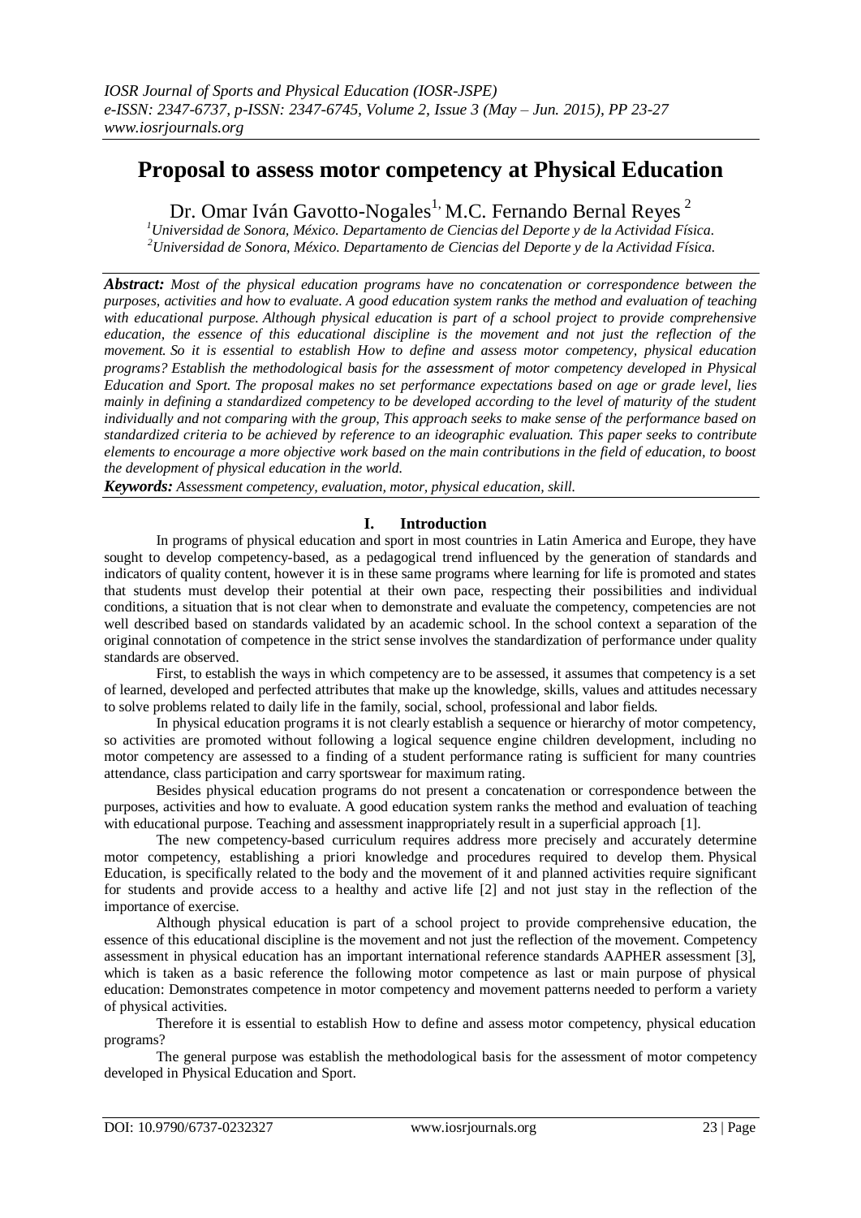# Proposal to assess motor competency at Physical Education

Dr. Omar Iván Gavotto-Nogales[1], M.C. Fernando Bernal Reyes [2]

[1]*Universidad de Sonora, México. Departamento de Ciencias del Deporte y de la Actividad Física.*
[2]*Universidad de Sonora, México. Departamento de Ciencias del Deporte y de la Actividad Física.*

***Abstract:*** *Most of the physical education programs have no concatenation or correspondence between the purposes, activities and how to evaluate. A good education system ranks the method and evaluation of teaching with educational purpose. Although physical education is part of a school project to provide comprehensive education, the essence of this educational discipline is the movement and not just the reflection of the movement. So it is essential to establish How to define and assess motor competency, physical education programs? Establish the methodological basis for the assessment of motor competency developed in Physical Education and Sport. The proposal makes no set performance expectations based on age or grade level, lies mainly in defining a standardized competency to be developed according to the level of maturity of the student individually and not comparing with the group, This approach seeks to make sense of the performance based on standardized criteria to be achieved by reference to an ideographic evaluation. This paper seeks to contribute elements to encourage a more objective work based on the main contributions in the field of education, to boost the development of physical education in the world.*

***Keywords:*** *Assessment competency, evaluation, motor, physical education, skill.*

## I. Introduction

In programs of physical education and sport in most countries in Latin America and Europe, they have sought to develop competency-based, as a pedagogical trend influenced by the generation of standards and indicators of quality content, however it is in these same programs where learning for life is promoted and states that students must develop their potential at their own pace, respecting their possibilities and individual conditions, a situation that is not clear when to demonstrate and evaluate the competency, competencies are not well described based on standards validated by an academic school. In the school context a separation of the original connotation of competence in the strict sense involves the standardization of performance under quality standards are observed.

First, to establish the ways in which competency are to be assessed, it assumes that competency is a set of learned, developed and perfected attributes that make up the knowledge, skills, values and attitudes necessary to solve problems related to daily life in the family, social, school, professional and labor fields.

In physical education programs it is not clearly establish a sequence or hierarchy of motor competency, so activities are promoted without following a logical sequence engine children development, including no motor competency are assessed to a finding of a student performance rating is sufficient for many countries attendance, class participation and carry sportswear for maximum rating.

Besides physical education programs do not present a concatenation or correspondence between the purposes, activities and how to evaluate. A good education system ranks the method and evaluation of teaching with educational purpose. Teaching and assessment inappropriately result in a superficial approach [1].

The new competency-based curriculum requires address more precisely and accurately determine motor competency, establishing a priori knowledge and procedures required to develop them. Physical Education, is specifically related to the body and the movement of it and planned activities require significant for students and provide access to a healthy and active life [2] and not just stay in the reflection of the importance of exercise.

Although physical education is part of a school project to provide comprehensive education, the essence of this educational discipline is the movement and not just the reflection of the movement. Competency assessment in physical education has an important international reference standards AAPHER assessment [3], which is taken as a basic reference the following motor competence as last or main purpose of physical education: Demonstrates competence in motor competency and movement patterns needed to perform a variety of physical activities.

Therefore it is essential to establish How to define and assess motor competency, physical education programs?

The general purpose was establish the methodological basis for the assessment of motor competency developed in Physical Education and Sport.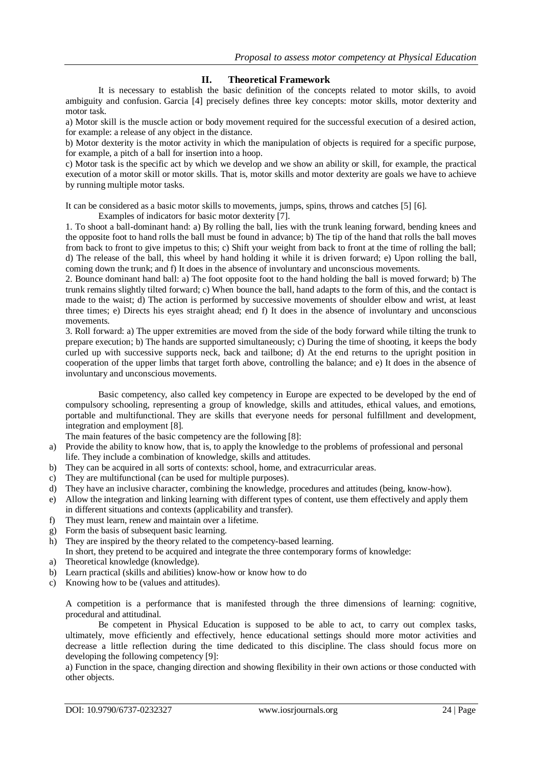## II. Theoretical Framework

It is necessary to establish the basic definition of the concepts related to motor skills, to avoid ambiguity and confusion. Garcia [4] precisely defines three key concepts: motor skills, motor dexterity and motor task.

a) Motor skill is the muscle action or body movement required for the successful execution of a desired action, for example: a release of any object in the distance.

b) Motor dexterity is the motor activity in which the manipulation of objects is required for a specific purpose, for example, a pitch of a ball for insertion into a hoop.

c) Motor task is the specific act by which we develop and we show an ability or skill, for example, the practical execution of a motor skill or motor skills. That is, motor skills and motor dexterity are goals we have to achieve by running multiple motor tasks.

It can be considered as a basic motor skills to movements, jumps, spins, throws and catches [5] [6].

Examples of indicators for basic motor dexterity [7].

1. To shoot a ball-dominant hand: a) By rolling the ball, lies with the trunk leaning forward, bending knees and the opposite foot to hand rolls the ball must be found in advance; b) The tip of the hand that rolls the ball moves from back to front to give impetus to this; c) Shift your weight from back to front at the time of rolling the ball; d) The release of the ball, this wheel by hand holding it while it is driven forward; e) Upon rolling the ball, coming down the trunk; and f) It does in the absence of involuntary and unconscious movements.

2. Bounce dominant hand ball: a) The foot opposite foot to the hand holding the ball is moved forward; b) The trunk remains slightly tilted forward; c) When bounce the ball, hand adapts to the form of this, and the contact is made to the waist; d) The action is performed by successive movements of shoulder elbow and wrist, at least three times; e) Directs his eyes straight ahead; end f) It does in the absence of involuntary and unconscious movements.

3. Roll forward: a) The upper extremities are moved from the side of the body forward while tilting the trunk to prepare execution; b) The hands are supported simultaneously; c) During the time of shooting, it keeps the body curled up with successive supports neck, back and tailbone; d) At the end returns to the upright position in cooperation of the upper limbs that target forth above, controlling the balance; and e) It does in the absence of involuntary and unconscious movements.

Basic competency, also called key competency in Europe are expected to be developed by the end of compulsory schooling, representing a group of knowledge, skills and attitudes, ethical values, and emotions, portable and multifunctional. They are skills that everyone needs for personal fulfillment and development, integration and employment [8].

The main features of the basic competency are the following [8]:

a) Provide the ability to know how, that is, to apply the knowledge to the problems of professional and personal life. They include a combination of knowledge, skills and attitudes.
b) They can be acquired in all sorts of contexts: school, home, and extracurricular areas.
c) They are multifunctional (can be used for multiple purposes).
d) They have an inclusive character, combining the knowledge, procedures and attitudes (being, know-how).
e) Allow the integration and linking learning with different types of content, use them effectively and apply them in different situations and contexts (applicability and transfer).
f) They must learn, renew and maintain over a lifetime.
g) Form the basis of subsequent basic learning.
h) They are inspired by the theory related to the competency-based learning.

In short, they pretend to be acquired and integrate the three contemporary forms of knowledge:

a) Theoretical knowledge (knowledge).
b) Learn practical (skills and abilities) know-how or know how to do
c) Knowing how to be (values and attitudes).

A competition is a performance that is manifested through the three dimensions of learning: cognitive, procedural and attitudinal.

Be competent in Physical Education is supposed to be able to act, to carry out complex tasks, ultimately, move efficiently and effectively, hence educational settings should more motor activities and decrease a little reflection during the time dedicated to this discipline. The class should focus more on developing the following competency [9]:

a) Function in the space, changing direction and showing flexibility in their own actions or those conducted with other objects.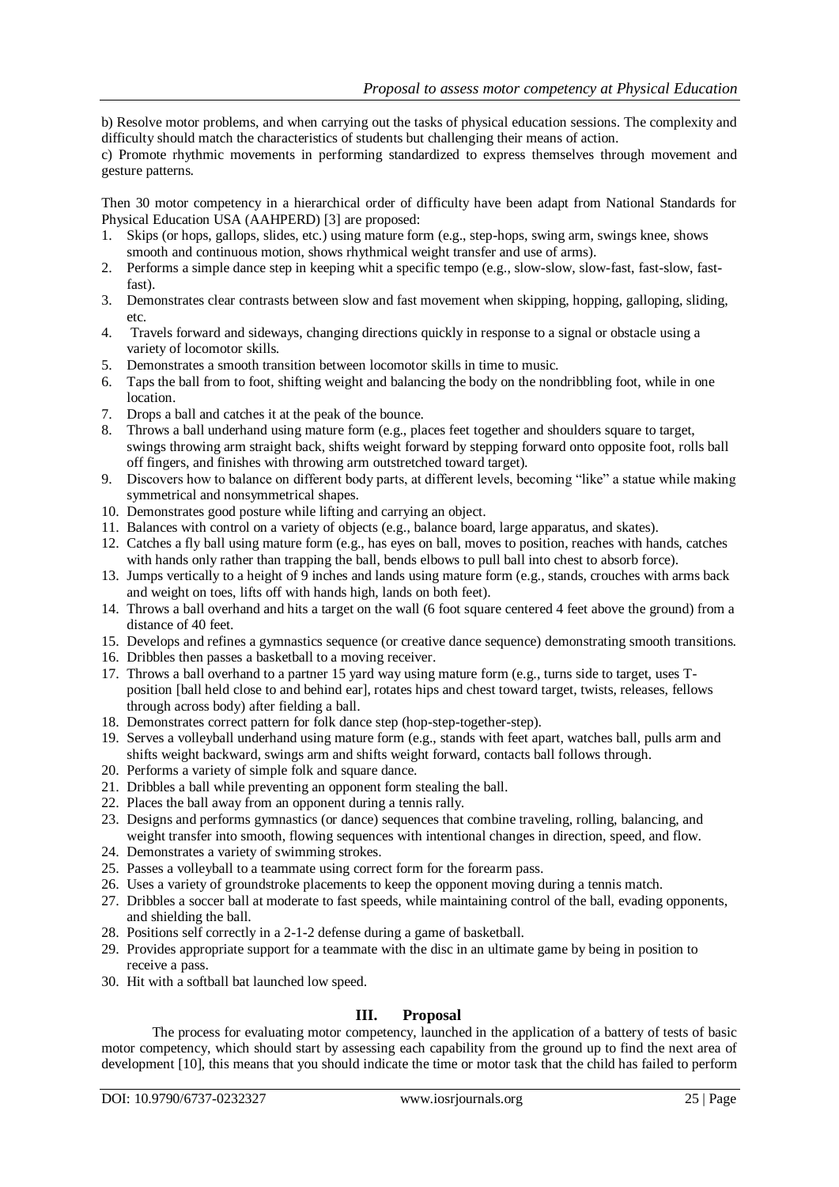b) Resolve motor problems, and when carrying out the tasks of physical education sessions. The complexity and difficulty should match the characteristics of students but challenging their means of action.

c) Promote rhythmic movements in performing standardized to express themselves through movement and gesture patterns.

Then 30 motor competency in a hierarchical order of difficulty have been adapt from National Standards for Physical Education USA (AAHPERD) [3] are proposed:

1. Skips (or hops, gallops, slides, etc.) using mature form (e.g., step-hops, swing arm, swings knee, shows smooth and continuous motion, shows rhythmical weight transfer and use of arms).
2. Performs a simple dance step in keeping whit a specific tempo (e.g., slow-slow, slow-fast, fast-slow, fast-fast).
3. Demonstrates clear contrasts between slow and fast movement when skipping, hopping, galloping, sliding, etc.
4. Travels forward and sideways, changing directions quickly in response to a signal or obstacle using a variety of locomotor skills.
5. Demonstrates a smooth transition between locomotor skills in time to music.
6. Taps the ball from to foot, shifting weight and balancing the body on the nondribbling foot, while in one location.
7. Drops a ball and catches it at the peak of the bounce.
8. Throws a ball underhand using mature form (e.g., places feet together and shoulders square to target, swings throwing arm straight back, shifts weight forward by stepping forward onto opposite foot, rolls ball off fingers, and finishes with throwing arm outstretched toward target).
9. Discovers how to balance on different body parts, at different levels, becoming "like" a statue while making symmetrical and nonsymmetrical shapes.
10. Demonstrates good posture while lifting and carrying an object.
11. Balances with control on a variety of objects (e.g., balance board, large apparatus, and skates).
12. Catches a fly ball using mature form (e.g., has eyes on ball, moves to position, reaches with hands, catches with hands only rather than trapping the ball, bends elbows to pull ball into chest to absorb force).
13. Jumps vertically to a height of 9 inches and lands using mature form (e.g., stands, crouches with arms back and weight on toes, lifts off with hands high, lands on both feet).
14. Throws a ball overhand and hits a target on the wall (6 foot square centered 4 feet above the ground) from a distance of 40 feet.
15. Develops and refines a gymnastics sequence (or creative dance sequence) demonstrating smooth transitions.
16. Dribbles then passes a basketball to a moving receiver.
17. Throws a ball overhand to a partner 15 yard way using mature form (e.g., turns side to target, uses T-position [ball held close to and behind ear], rotates hips and chest toward target, twists, releases, fellows through across body) after fielding a ball.
18. Demonstrates correct pattern for folk dance step (hop-step-together-step).
19. Serves a volleyball underhand using mature form (e.g., stands with feet apart, watches ball, pulls arm and shifts weight backward, swings arm and shifts weight forward, contacts ball follows through.
20. Performs a variety of simple folk and square dance.
21. Dribbles a ball while preventing an opponent form stealing the ball.
22. Places the ball away from an opponent during a tennis rally.
23. Designs and performs gymnastics (or dance) sequences that combine traveling, rolling, balancing, and weight transfer into smooth, flowing sequences with intentional changes in direction, speed, and flow.
24. Demonstrates a variety of swimming strokes.
25. Passes a volleyball to a teammate using correct form for the forearm pass.
26. Uses a variety of groundstroke placements to keep the opponent moving during a tennis match.
27. Dribbles a soccer ball at moderate to fast speeds, while maintaining control of the ball, evading opponents, and shielding the ball.
28. Positions self correctly in a 2-1-2 defense during a game of basketball.
29. Provides appropriate support for a teammate with the disc in an ultimate game by being in position to receive a pass.
30. Hit with a softball bat launched low speed.

## III. Proposal

The process for evaluating motor competency, launched in the application of a battery of tests of basic motor competency, which should start by assessing each capability from the ground up to find the next area of development [10], this means that you should indicate the time or motor task that the child has failed to perform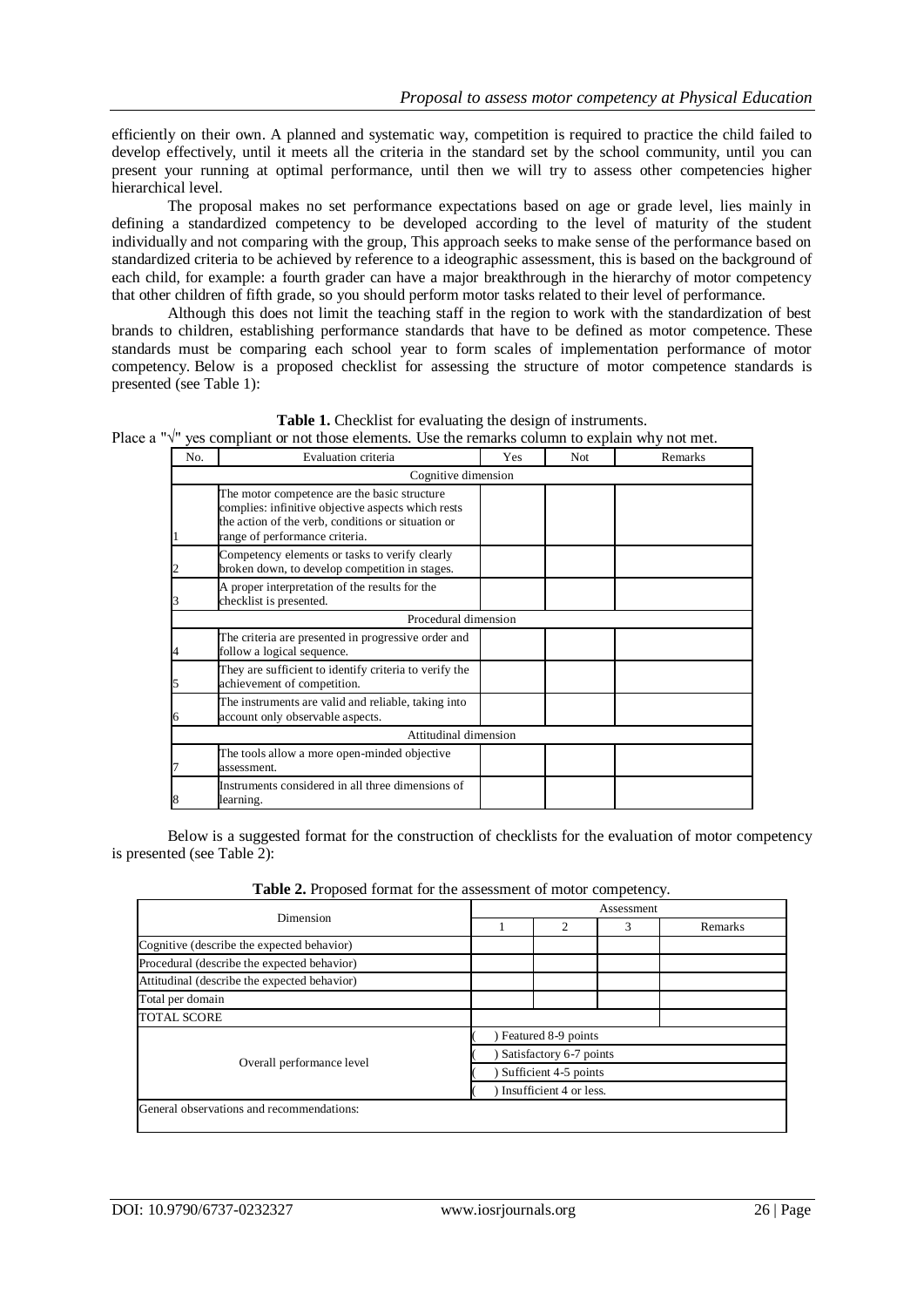efficiently on their own. A planned and systematic way, competition is required to practice the child failed to develop effectively, until it meets all the criteria in the standard set by the school community, until you can present your running at optimal performance, until then we will try to assess other competencies higher hierarchical level.

The proposal makes no set performance expectations based on age or grade level, lies mainly in defining a standardized competency to be developed according to the level of maturity of the student individually and not comparing with the group, This approach seeks to make sense of the performance based on standardized criteria to be achieved by reference to a ideographic assessment, this is based on the background of each child, for example: a fourth grader can have a major breakthrough in the hierarchy of motor competency that other children of fifth grade, so you should perform motor tasks related to their level of performance.

Although this does not limit the teaching staff in the region to work with the standardization of best brands to children, establishing performance standards that have to be defined as motor competence. These standards must be comparing each school year to form scales of implementation performance of motor competency. Below is a proposed checklist for assessing the structure of motor competence standards is presented (see Table 1):

**Table 1.** Checklist for evaluating the design of instruments.

Place a "√" yes compliant or not those elements. Use the remarks column to explain why not met.

| No. | Evaluation criteria | Yes | Not | Remarks |
|---|---|---|---|---|
| | Cognitive dimension | | | |
| 1 | The motor competence are the basic structure complies: infinitive objective aspects which rests the action of the verb, conditions or situation or range of performance criteria. | | | |
| 2 | Competency elements or tasks to verify clearly broken down, to develop competition in stages. | | | |
| 3 | A proper interpretation of the results for the checklist is presented. | | | |
| | Procedural dimension | | | |
| 4 | The criteria are presented in progressive order and follow a logical sequence. | | | |
| 5 | They are sufficient to identify criteria to verify the achievement of competition. | | | |
| 6 | The instruments are valid and reliable, taking into account only observable aspects. | | | |
| | Attitudinal dimension | | | |
| 7 | The tools allow a more open-minded objective assessment. | | | |
| 8 | Instruments considered in all three dimensions of learning. | | | |

Below is a suggested format for the construction of checklists for the evaluation of motor competency is presented (see Table 2):

**Table 2.** Proposed format for the assessment of motor competency.

| Dimension | Assessment | | | |
|---|---|---|---|---|
| | 1 | 2 | 3 | Remarks |
| Cognitive (describe the expected behavior) | | | | |
| Procedural (describe the expected behavior) | | | | |
| Attitudinal (describe the expected behavior) | | | | |
| Total per domain | | | | |
| TOTAL SCORE | | | | |
| Overall performance level | ( ) Featured 8-9 points | | | |
| | ( ) Satisfactory 6-7 points | | | |
| | ( ) Sufficient 4-5 points | | | |
| | ( ) Insufficient 4 or less. | | | |
| General observations and recommendations: | | | | |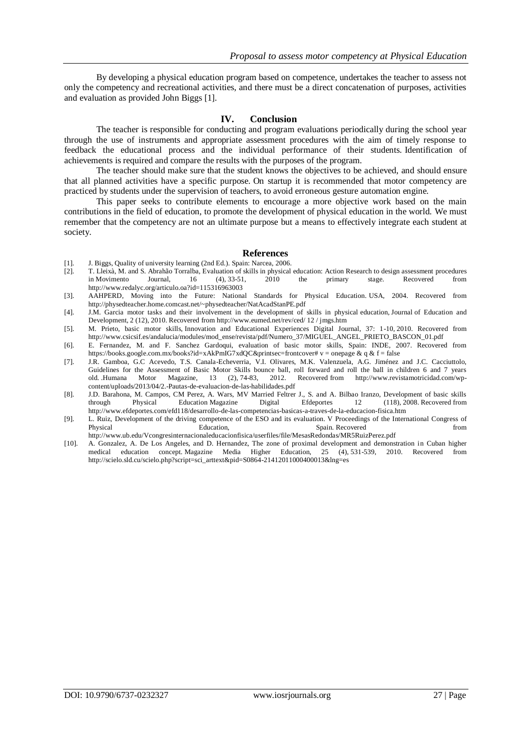By developing a physical education program based on competence, undertakes the teacher to assess not only the competency and recreational activities, and there must be a direct concatenation of purposes, activities and evaluation as provided John Biggs [1].

## IV. Conclusion

The teacher is responsible for conducting and program evaluations periodically during the school year through the use of instruments and appropriate assessment procedures with the aim of timely response to feedback the educational process and the individual performance of their students. Identification of achievements is required and compare the results with the purposes of the program.

The teacher should make sure that the student knows the objectives to be achieved, and should ensure that all planned activities have a specific purpose. On startup it is recommended that motor competency are practiced by students under the supervision of teachers, to avoid erroneous gesture automation engine.

This paper seeks to contribute elements to encourage a more objective work based on the main contributions in the field of education, to promote the development of physical education in the world. We must remember that the competency are not an ultimate purpose but a means to effectively integrate each student at society.

## References

[1]. J. Biggs, Quality of university learning (2nd Ed.). Spain: Narcea, 2006.

[2]. T. Lleixà, M. and S. Abrahão Torralba, Evaluation of skills in physical education: Action Research to design assessment procedures in Movimento Journal, 16 (4), 33-51, 2010 the primary stage. Recovered from http://www.redalyc.org/articulo.oa?id=115316963003

[3]. AAHPERD, Moving into the Future: National Standards for Physical Education. USA, 2004. Recovered from http://physedteacher.home.comcast.net/~physedteacher/NatAcadStanPE.pdf

[4]. J.M. Garcia motor tasks and their involvement in the development of skills in physical education, Journal of Education and Development, 2 (12), 2010. Recovered from http://www.eumed.net/rev/ced/ 12 / jmgs.htm

[5]. M. Prieto, basic motor skills, Innovation and Educational Experiences Digital Journal, 37: 1-10, 2010. Recovered from http://www.csicsif.es/andalucia/modules/mod_ense/revista/pdf/Numero_37/MIGUEL_ANGEL_PRIETO_BASCON_01.pdf

[6]. E. Fernandez, M. and F. Sanchez Gardoqui, evaluation of basic motor skills, Spain: INDE, 2007. Recovered from https://books.google.com.mx/books?id=xAkPmIG7xdQC&printsec=frontcover# v = onepage & q & f = false

[7]. J.R. Gamboa, G.C Acevedo, T.S. Canala-Echeverria, V.I. Olivares, M.K. Valenzuela, A.G. Jiménez and J.C. Cacciuttolo, Guidelines for the Assessment of Basic Motor Skills bounce ball, roll forward and roll the ball in children 6 and 7 years old. .Humana Motor Magazine, 13 (2), 74-83, 2012. Recovered from http://www.revistamotricidad.com/wp-content/uploads/2013/04/2.-Pautas-de-evaluacion-de-las-habilidades.pdf

[8]. J.D. Barahona, M. Campos, CM Perez, A. Wars, MV Married Feltrer J., S. and A. Bilbao Iranzo, Development of basic skills through Physical Education Magazine Digital Efdeportes 12 (118), 2008. Recovered from http://www.efdeportes.com/efd118/desarrollo-de-las-competencias-basicas-a-traves-de-la-educacion-fisica.htm

[9]. L. Ruiz, Development of the driving competence of the ESO and its evaluation. V Proceedings of the International Congress of Physical Education, Spain. Recovered from http://www.ub.edu/Vcongresinternacionaleducacionfisica/userfiles/file/MesasRedondas/MR5RuizPerez.pdf

[10]. A. Gonzalez, A. De Los Angeles, and D. Hernandez, The zone of proximal development and demonstration in Cuban higher medical education concept. Magazine Media Higher Education, 25 (4), 531-539, 2010. Recovered from http://scielo.sld.cu/scielo.php?script=sci_arttext&pid=S0864-21412011000400013&lng=es